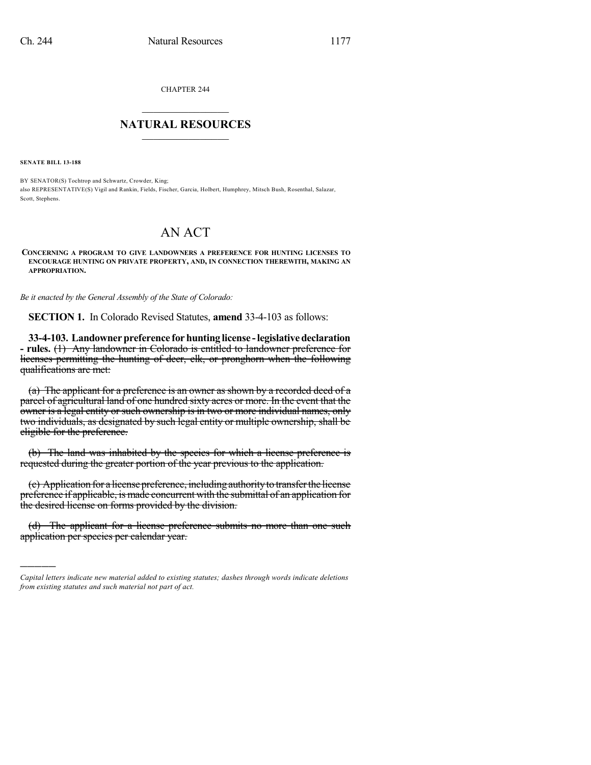CHAPTER 244

# NATURAL RESOURCES

**SENATE BILL 13-188**

BY SENATOR(S) Tochtrop and Schwartz, Crowder, King;
also REPRESENTATIVE(S) Vigil and Rankin, Fields, Fischer, Garcia, Holbert, Humphrey, Mitsch Bush, Rosenthal, Salazar, Scott, Stephens.

# AN ACT

**CONCERNING A PROGRAM TO GIVE LANDOWNERS A PREFERENCE FOR HUNTING LICENSES TO ENCOURAGE HUNTING ON PRIVATE PROPERTY, AND, IN CONNECTION THEREWITH, MAKING AN APPROPRIATION.**

*Be it enacted by the General Assembly of the State of Colorado:*

**SECTION 1.** In Colorado Revised Statutes, **amend** 33-4-103 as follows:

**33-4-103. Landowner preference for hunting license - legislative declaration - rules.** ~~(1) Any landowner in Colorado is entitled to landowner preference for licenses permitting the hunting of deer, elk, or pronghorn when the following qualifications are met:~~

~~(a) The applicant for a preference is an owner as shown by a recorded deed of a parcel of agricultural land of one hundred sixty acres or more. In the event that the owner is a legal entity or such ownership is in two or more individual names, only two individuals, as designated by such legal entity or multiple ownership, shall be eligible for the preference.~~

~~(b) The land was inhabited by the species for which a license preference is requested during the greater portion of the year previous to the application.~~

~~(c) Application for a license preference, including authority to transfer the license preference if applicable, is made concurrent with the submittal of an application for the desired license on forms provided by the division.~~

~~(d) The applicant for a license preference submits no more than one such application per species per calendar year.~~

---

*Capital letters indicate new material added to existing statutes; dashes through words indicate deletions from existing statutes and such material not part of act.*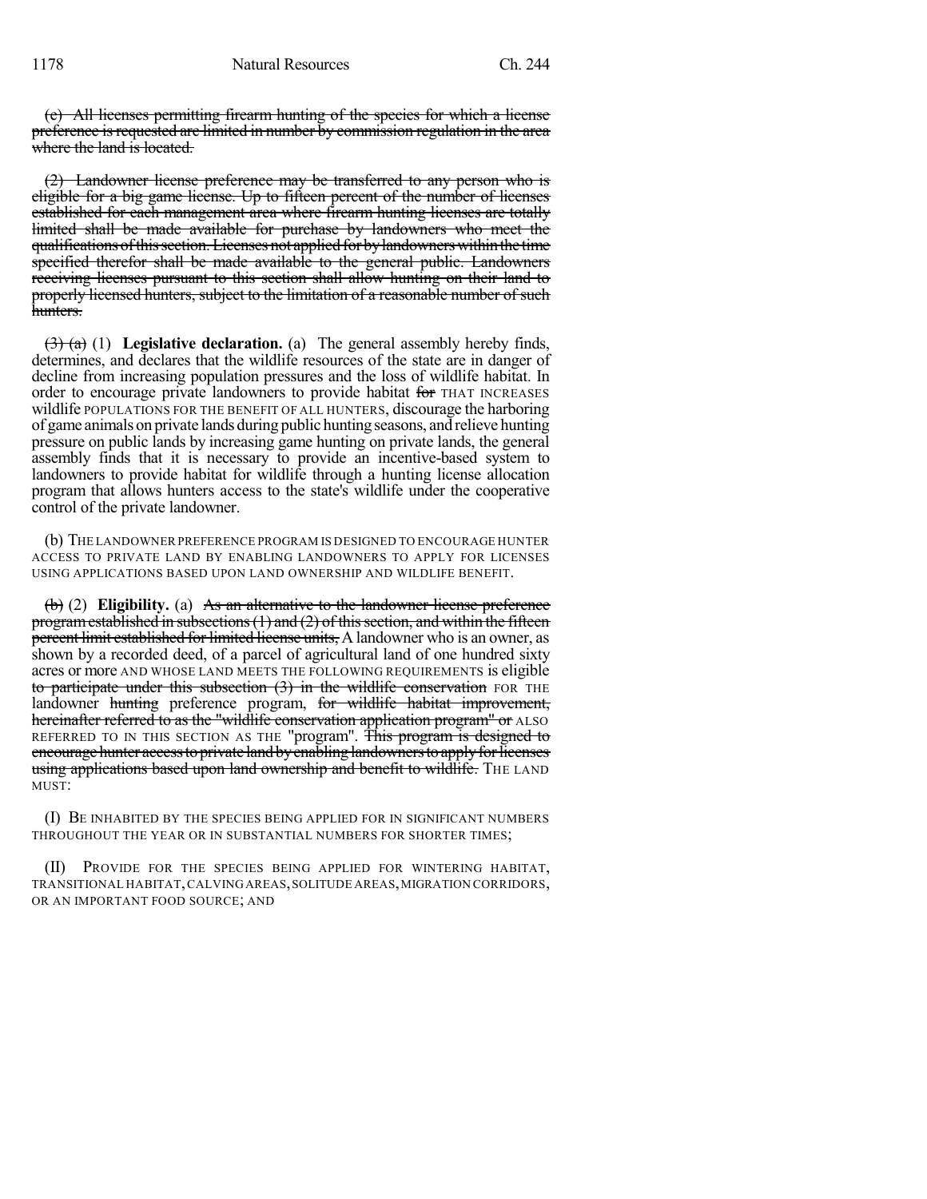~~(c) All licenses permitting firearm hunting of the species for which a license preference is requested are limited in number by commission regulation in the area where the land is located.~~

~~(2) Landowner license preference may be transferred to any person who is eligible for a big game license. Up to fifteen percent of the number of licenses established for each management area where firearm hunting licenses are totally limited shall be made available for purchase by landowners who meet the qualifications of this section. Licenses not applied for by landowners within the time specified therefor shall be made available to the general public. Landowners receiving licenses pursuant to this section shall allow hunting on their land to properly licensed hunters, subject to the limitation of a reasonable number of such hunters.~~

~~(3) (a)~~ (1) **Legislative declaration.** (a) The general assembly hereby finds, determines, and declares that the wildlife resources of the state are in danger of decline from increasing population pressures and the loss of wildlife habitat. In order to encourage private landowners to provide habitat ~~for~~ THAT INCREASES wildlife POPULATIONS FOR THE BENEFIT OF ALL HUNTERS, discourage the harboring of game animals on private lands during public hunting seasons, and relieve hunting pressure on public lands by increasing game hunting on private lands, the general assembly finds that it is necessary to provide an incentive-based system to landowners to provide habitat for wildlife through a hunting license allocation program that allows hunters access to the state's wildlife under the cooperative control of the private landowner.

(b) THE LANDOWNER PREFERENCE PROGRAM IS DESIGNED TO ENCOURAGE HUNTER ACCESS TO PRIVATE LAND BY ENABLING LANDOWNERS TO APPLY FOR LICENSES USING APPLICATIONS BASED UPON LAND OWNERSHIP AND WILDLIFE BENEFIT.

~~(b)~~ (2) **Eligibility.** (a) ~~As an alternative to the landowner license preference program established in subsections (1) and (2) of this section, and within the fifteen percent limit established for limited license units,~~ A landowner who is an owner, as shown by a recorded deed, of a parcel of agricultural land of one hundred sixty acres or more AND WHOSE LAND MEETS THE FOLLOWING REQUIREMENTS is eligible ~~to participate under this subsection (3) in the wildlife conservation~~ FOR THE landowner ~~hunting~~ preference program, ~~for wildlife habitat improvement, hereinafter referred to as the "wildlife conservation application program" or~~ ALSO REFERRED TO IN THIS SECTION AS THE "program". ~~This program is designed to encourage hunter access to private land by enabling landowners to apply for licenses using applications based upon land ownership and benefit to wildlife.~~ THE LAND MUST:

(I) BE INHABITED BY THE SPECIES BEING APPLIED FOR IN SIGNIFICANT NUMBERS THROUGHOUT THE YEAR OR IN SUBSTANTIAL NUMBERS FOR SHORTER TIMES;

(II) PROVIDE FOR THE SPECIES BEING APPLIED FOR WINTERING HABITAT, TRANSITIONAL HABITAT, CALVING AREAS, SOLITUDE AREAS, MIGRATION CORRIDORS, OR AN IMPORTANT FOOD SOURCE; AND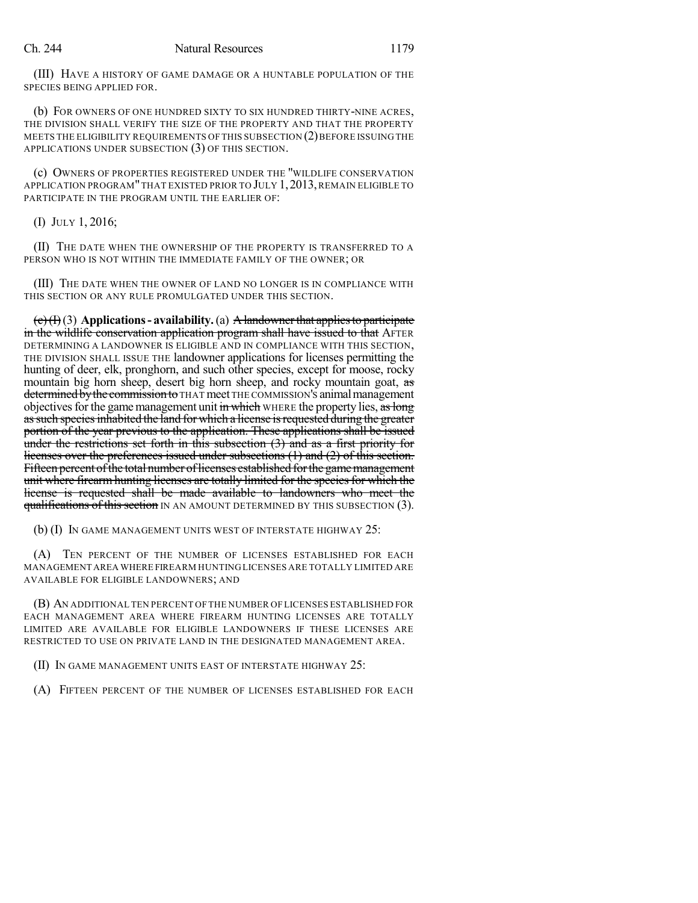(III) HAVE A HISTORY OF GAME DAMAGE OR A HUNTABLE POPULATION OF THE SPECIES BEING APPLIED FOR.

(b) FOR OWNERS OF ONE HUNDRED SIXTY TO SIX HUNDRED THIRTY-NINE ACRES, THE DIVISION SHALL VERIFY THE SIZE OF THE PROPERTY AND THAT THE PROPERTY MEETS THE ELIGIBILITY REQUIREMENTS OF THIS SUBSECTION (2) BEFORE ISSUING THE APPLICATIONS UNDER SUBSECTION (3) OF THIS SECTION.

(c) OWNERS OF PROPERTIES REGISTERED UNDER THE "WILDLIFE CONSERVATION APPLICATION PROGRAM" THAT EXISTED PRIOR TO JULY 1, 2013, REMAIN ELIGIBLE TO PARTICIPATE IN THE PROGRAM UNTIL THE EARLIER OF:

(I) JULY 1, 2016;

(II) THE DATE WHEN THE OWNERSHIP OF THE PROPERTY IS TRANSFERRED TO A PERSON WHO IS NOT WITHIN THE IMMEDIATE FAMILY OF THE OWNER; OR

(III) THE DATE WHEN THE OWNER OF LAND NO LONGER IS IN COMPLIANCE WITH THIS SECTION OR ANY RULE PROMULGATED UNDER THIS SECTION.

~~(c) (I)~~ (3) **Applications - availability.** (a) ~~A landowner that applies to participate in the wildlife conservation application program shall have issued to that~~ AFTER DETERMINING A LANDOWNER IS ELIGIBLE AND IN COMPLIANCE WITH THIS SECTION, THE DIVISION SHALL ISSUE THE landowner applications for licenses permitting the hunting of deer, elk, pronghorn, and such other species, except for moose, rocky mountain big horn sheep, desert big horn sheep, and rocky mountain goat, ~~as determined by the commission to~~ THAT meet THE COMMISSION'S animal management objectives for the game management unit ~~in which~~ WHERE the property lies, ~~as long as such species inhabited the land for which a license is requested during the greater portion of the year previous to the application. These applications shall be issued under the restrictions set forth in this subsection (3) and as a first priority for licenses over the preferences issued under subsections (1) and (2) of this section. Fifteen percent of the total number of licenses established for the game management unit where firearm hunting licenses are totally limited for the species for which the license is requested shall be made available to landowners who meet the qualifications of this section~~ IN AN AMOUNT DETERMINED BY THIS SUBSECTION (3).

(b) (I) IN GAME MANAGEMENT UNITS WEST OF INTERSTATE HIGHWAY 25:

(A) TEN PERCENT OF THE NUMBER OF LICENSES ESTABLISHED FOR EACH MANAGEMENT AREA WHERE FIREARM HUNTING LICENSES ARE TOTALLY LIMITED ARE AVAILABLE FOR ELIGIBLE LANDOWNERS; AND

(B) AN ADDITIONAL TEN PERCENT OF THE NUMBER OF LICENSES ESTABLISHED FOR EACH MANAGEMENT AREA WHERE FIREARM HUNTING LICENSES ARE TOTALLY LIMITED ARE AVAILABLE FOR ELIGIBLE LANDOWNERS IF THESE LICENSES ARE RESTRICTED TO USE ON PRIVATE LAND IN THE DESIGNATED MANAGEMENT AREA.

(II) IN GAME MANAGEMENT UNITS EAST OF INTERSTATE HIGHWAY 25:

(A) FIFTEEN PERCENT OF THE NUMBER OF LICENSES ESTABLISHED FOR EACH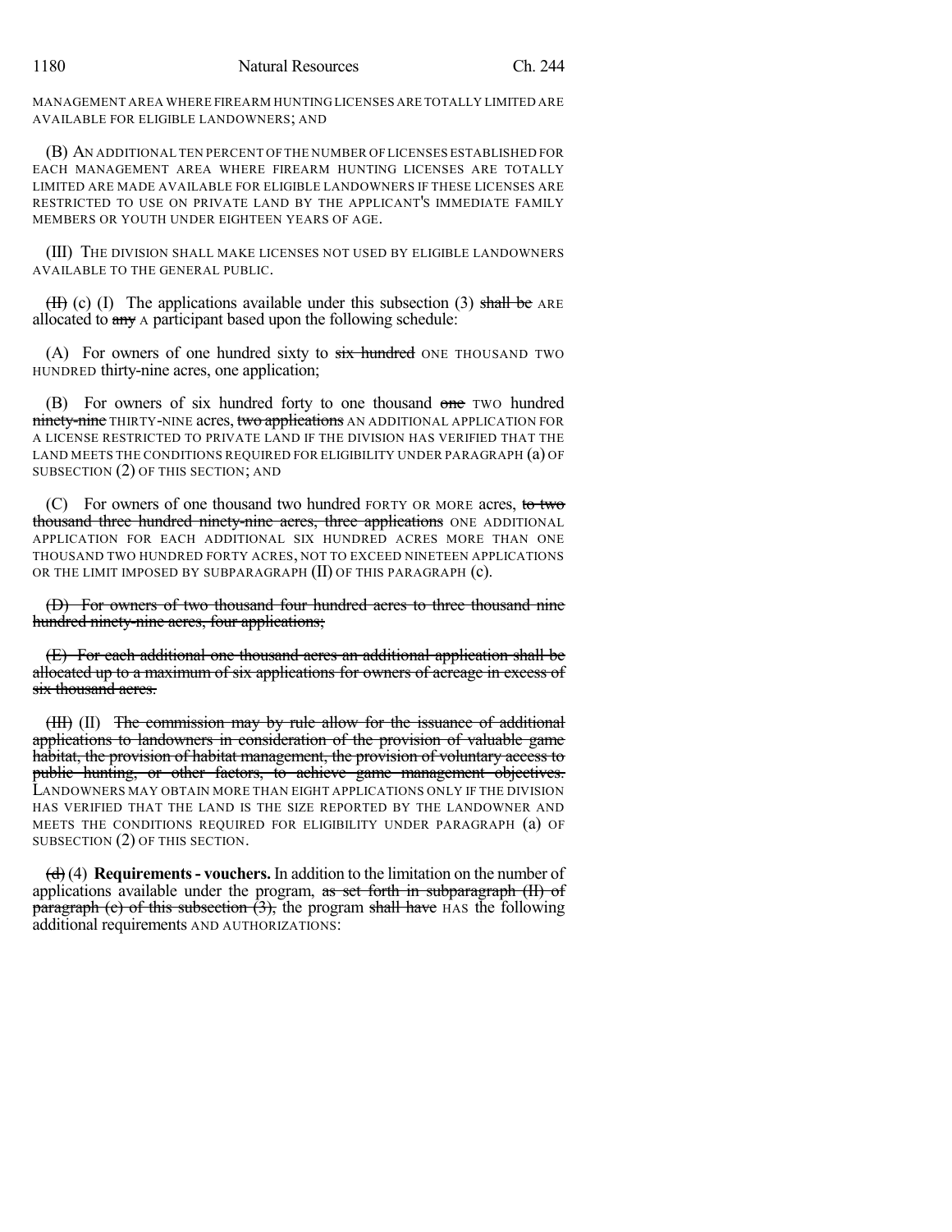MANAGEMENT AREA WHERE FIREARM HUNTING LICENSES ARE TOTALLY LIMITED ARE AVAILABLE FOR ELIGIBLE LANDOWNERS; AND

(B) AN ADDITIONAL TEN PERCENT OF THE NUMBER OF LICENSES ESTABLISHED FOR EACH MANAGEMENT AREA WHERE FIREARM HUNTING LICENSES ARE TOTALLY LIMITED ARE MADE AVAILABLE FOR ELIGIBLE LANDOWNERS IF THESE LICENSES ARE RESTRICTED TO USE ON PRIVATE LAND BY THE APPLICANT'S IMMEDIATE FAMILY MEMBERS OR YOUTH UNDER EIGHTEEN YEARS OF AGE.

(III) THE DIVISION SHALL MAKE LICENSES NOT USED BY ELIGIBLE LANDOWNERS AVAILABLE TO THE GENERAL PUBLIC.

~~(II)~~ (c) (I) The applications available under this subsection (3) ~~shall be~~ ARE allocated to ~~any~~ A participant based upon the following schedule:

(A) For owners of one hundred sixty to ~~six hundred~~ ONE THOUSAND TWO HUNDRED thirty-nine acres, one application;

(B) For owners of six hundred forty to one thousand ~~one~~ TWO hundred ~~ninety-nine~~ THIRTY-NINE acres, ~~two applications~~ AN ADDITIONAL APPLICATION FOR A LICENSE RESTRICTED TO PRIVATE LAND IF THE DIVISION HAS VERIFIED THAT THE LAND MEETS THE CONDITIONS REQUIRED FOR ELIGIBILITY UNDER PARAGRAPH (a) OF SUBSECTION (2) OF THIS SECTION; AND

(C) For owners of one thousand two hundred FORTY OR MORE acres, ~~to two thousand three hundred ninety-nine acres, three applications~~ ONE ADDITIONAL APPLICATION FOR EACH ADDITIONAL SIX HUNDRED ACRES MORE THAN ONE THOUSAND TWO HUNDRED FORTY ACRES, NOT TO EXCEED NINETEEN APPLICATIONS OR THE LIMIT IMPOSED BY SUBPARAGRAPH (II) OF THIS PARAGRAPH (c).

~~(D) For owners of two thousand four hundred acres to three thousand nine hundred ninety-nine acres, four applications;~~

~~(E) For each additional one thousand acres an additional application shall be allocated up to a maximum of six applications for owners of acreage in excess of six thousand acres.~~

~~(III)~~ (II) ~~The commission may by rule allow for the issuance of additional applications to landowners in consideration of the provision of valuable game habitat, the provision of habitat management, the provision of voluntary access to public hunting, or other factors, to achieve game management objectives.~~ LANDOWNERS MAY OBTAIN MORE THAN EIGHT APPLICATIONS ONLY IF THE DIVISION HAS VERIFIED THAT THE LAND IS THE SIZE REPORTED BY THE LANDOWNER AND MEETS THE CONDITIONS REQUIRED FOR ELIGIBILITY UNDER PARAGRAPH (a) OF SUBSECTION (2) OF THIS SECTION.

~~(d)~~ (4) **Requirements - vouchers.** In addition to the limitation on the number of applications available under the program, ~~as set forth in subparagraph (II) of paragraph (c) of this subsection (3),~~ the program ~~shall have~~ HAS the following additional requirements AND AUTHORIZATIONS: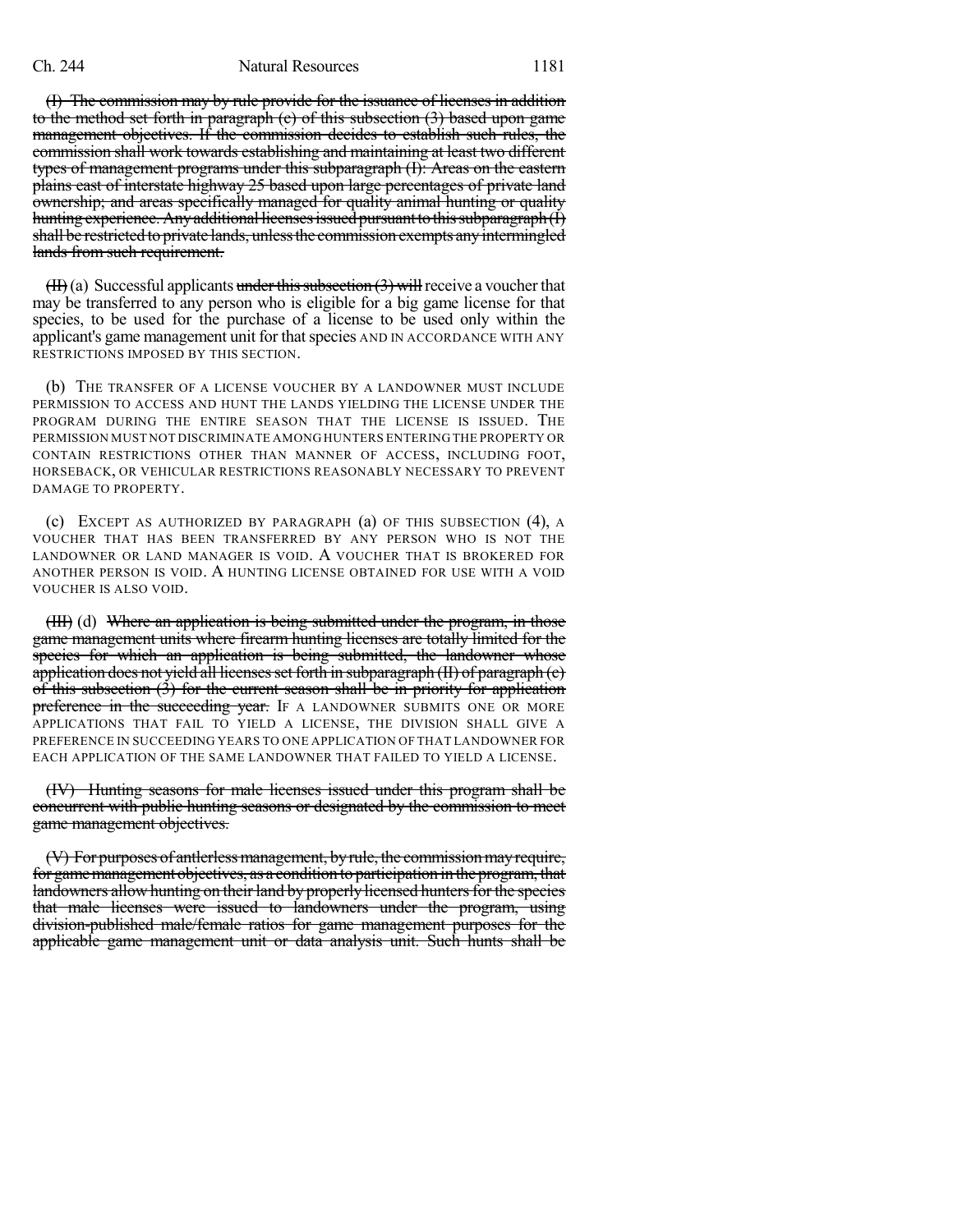~~(I) The commission may by rule provide for the issuance of licenses in addition to the method set forth in paragraph (c) of this subsection (3) based upon game management objectives. If the commission decides to establish such rules, the commission shall work towards establishing and maintaining at least two different types of management programs under this subparagraph (I): Areas on the eastern plains east of interstate highway 25 based upon large percentages of private land ownership; and areas specifically managed for quality animal hunting or quality hunting experience. Any additional licenses issued pursuant to this subparagraph (I) shall be restricted to private lands, unless the commission exempts any intermingled lands from such requirement.~~

~~(II)~~ (a) Successful applicants ~~under this subsection (3) will~~ receive a voucher that may be transferred to any person who is eligible for a big game license for that species, to be used for the purchase of a license to be used only within the applicant's game management unit for that species AND IN ACCORDANCE WITH ANY RESTRICTIONS IMPOSED BY THIS SECTION.

(b) THE TRANSFER OF A LICENSE VOUCHER BY A LANDOWNER MUST INCLUDE PERMISSION TO ACCESS AND HUNT THE LANDS YIELDING THE LICENSE UNDER THE PROGRAM DURING THE ENTIRE SEASON THAT THE LICENSE IS ISSUED. THE PERMISSION MUST NOT DISCRIMINATE AMONG HUNTERS ENTERING THE PROPERTY OR CONTAIN RESTRICTIONS OTHER THAN MANNER OF ACCESS, INCLUDING FOOT, HORSEBACK, OR VEHICULAR RESTRICTIONS REASONABLY NECESSARY TO PREVENT DAMAGE TO PROPERTY.

(c) EXCEPT AS AUTHORIZED BY PARAGRAPH (a) OF THIS SUBSECTION (4), A VOUCHER THAT HAS BEEN TRANSFERRED BY ANY PERSON WHO IS NOT THE LANDOWNER OR LAND MANAGER IS VOID. A VOUCHER THAT IS BROKERED FOR ANOTHER PERSON IS VOID. A HUNTING LICENSE OBTAINED FOR USE WITH A VOID VOUCHER IS ALSO VOID.

~~(III)~~ (d) ~~Where an application is being submitted under the program, in those game management units where firearm hunting licenses are totally limited for the species for which an application is being submitted, the landowner whose application does not yield all licenses set forth in subparagraph (II) of paragraph (c) of this subsection (3) for the current season shall be in priority for application preference in the succeeding year.~~ IF A LANDOWNER SUBMITS ONE OR MORE APPLICATIONS THAT FAIL TO YIELD A LICENSE, THE DIVISION SHALL GIVE A PREFERENCE IN SUCCEEDING YEARS TO ONE APPLICATION OF THAT LANDOWNER FOR EACH APPLICATION OF THE SAME LANDOWNER THAT FAILED TO YIELD A LICENSE.

~~(IV) Hunting seasons for male licenses issued under this program shall be concurrent with public hunting seasons or designated by the commission to meet game management objectives.~~

~~(V) For purposes of antlerless management, by rule, the commission may require, for game management objectives, as a condition to participation in the program, that landowners allow hunting on their land by properly licensed hunters for the species that male licenses were issued to landowners under the program, using division-published male/female ratios for game management purposes for the applicable game management unit or data analysis unit. Such hunts shall be~~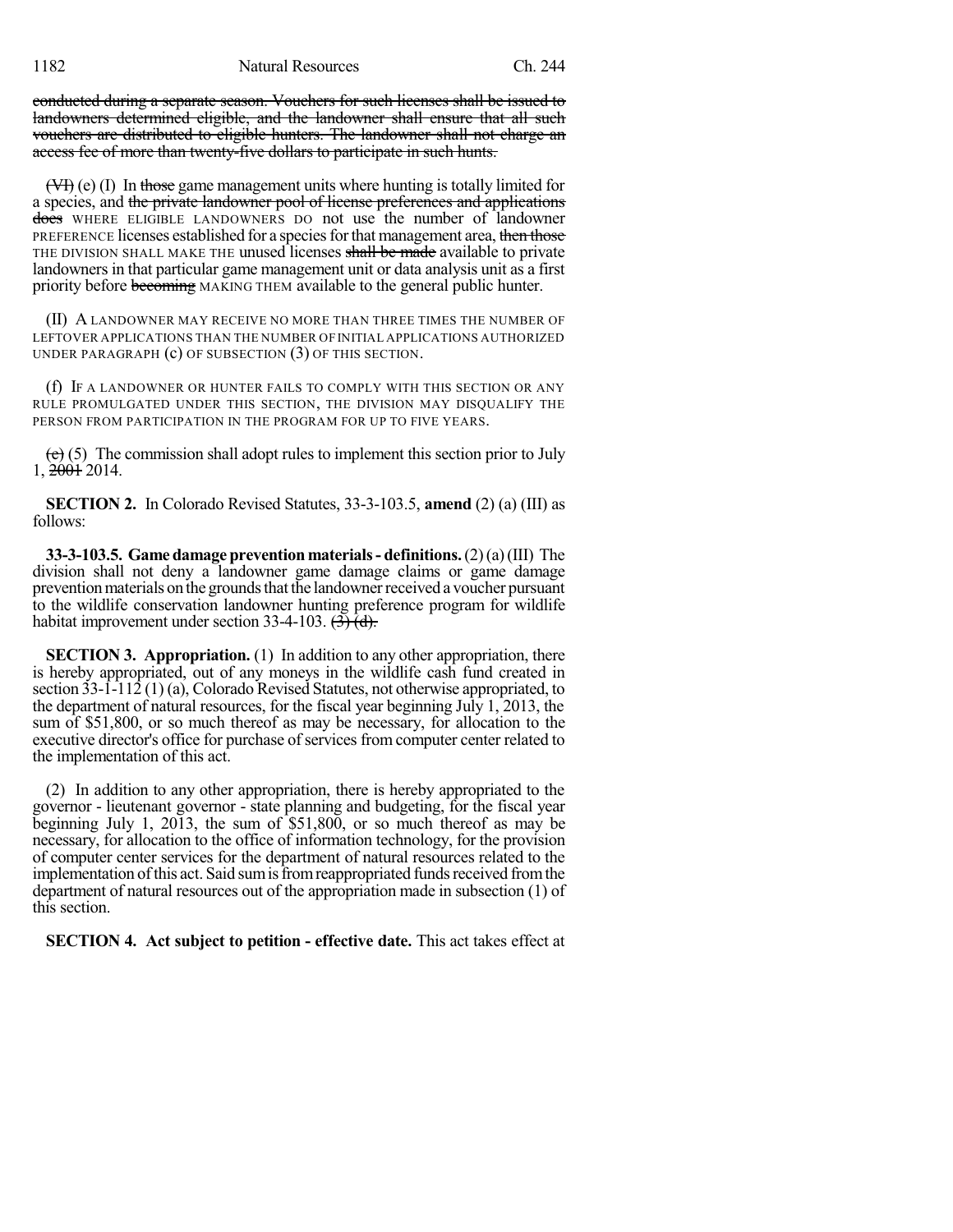conducted during a separate season. Vouchers for such licenses shall be issued to landowners determined eligible, and the landowner shall ensure that all such vouchers are distributed to eligible hunters. The landowner shall not charge an access fee of more than twenty-five dollars to participate in such hunts.

(VI) (e) (I) In those game management units where hunting is totally limited for a species, and the private landowner pool of license preferences and applications does WHERE ELIGIBLE LANDOWNERS DO not use the number of landowner PREFERENCE licenses established for a species for that management area, then those THE DIVISION SHALL MAKE THE unused licenses shall be made available to private landowners in that particular game management unit or data analysis unit as a first priority before becoming MAKING THEM available to the general public hunter.

(II) A LANDOWNER MAY RECEIVE NO MORE THAN THREE TIMES THE NUMBER OF LEFTOVER APPLICATIONS THAN THE NUMBER OF INITIAL APPLICATIONS AUTHORIZED UNDER PARAGRAPH (c) OF SUBSECTION (3) OF THIS SECTION.

(f) IF A LANDOWNER OR HUNTER FAILS TO COMPLY WITH THIS SECTION OR ANY RULE PROMULGATED UNDER THIS SECTION, THE DIVISION MAY DISQUALIFY THE PERSON FROM PARTICIPATION IN THE PROGRAM FOR UP TO FIVE YEARS.

(c) (5) The commission shall adopt rules to implement this section prior to July 1, 2001 2014.

**SECTION 2.** In Colorado Revised Statutes, 33-3-103.5, **amend** (2) (a) (III) as follows:

**33-3-103.5. Game damage prevention materials - definitions.** (2) (a) (III) The division shall not deny a landowner game damage claims or game damage prevention materials on the grounds that the landowner received a voucher pursuant to the wildlife conservation landowner hunting preference program for wildlife habitat improvement under section 33-4-103. (3) (d).

**SECTION 3. Appropriation.** (1) In addition to any other appropriation, there is hereby appropriated, out of any moneys in the wildlife cash fund created in section 33-1-112 (1) (a), Colorado Revised Statutes, not otherwise appropriated, to the department of natural resources, for the fiscal year beginning July 1, 2013, the sum of $51,800, or so much thereof as may be necessary, for allocation to the executive director's office for purchase of services from computer center related to the implementation of this act.

(2) In addition to any other appropriation, there is hereby appropriated to the governor - lieutenant governor - state planning and budgeting, for the fiscal year beginning July 1, 2013, the sum of $51,800, or so much thereof as may be necessary, for allocation to the office of information technology, for the provision of computer center services for the department of natural resources related to the implementation of this act. Said sum is from reappropriated funds received from the department of natural resources out of the appropriation made in subsection (1) of this section.

**SECTION 4. Act subject to petition - effective date.** This act takes effect at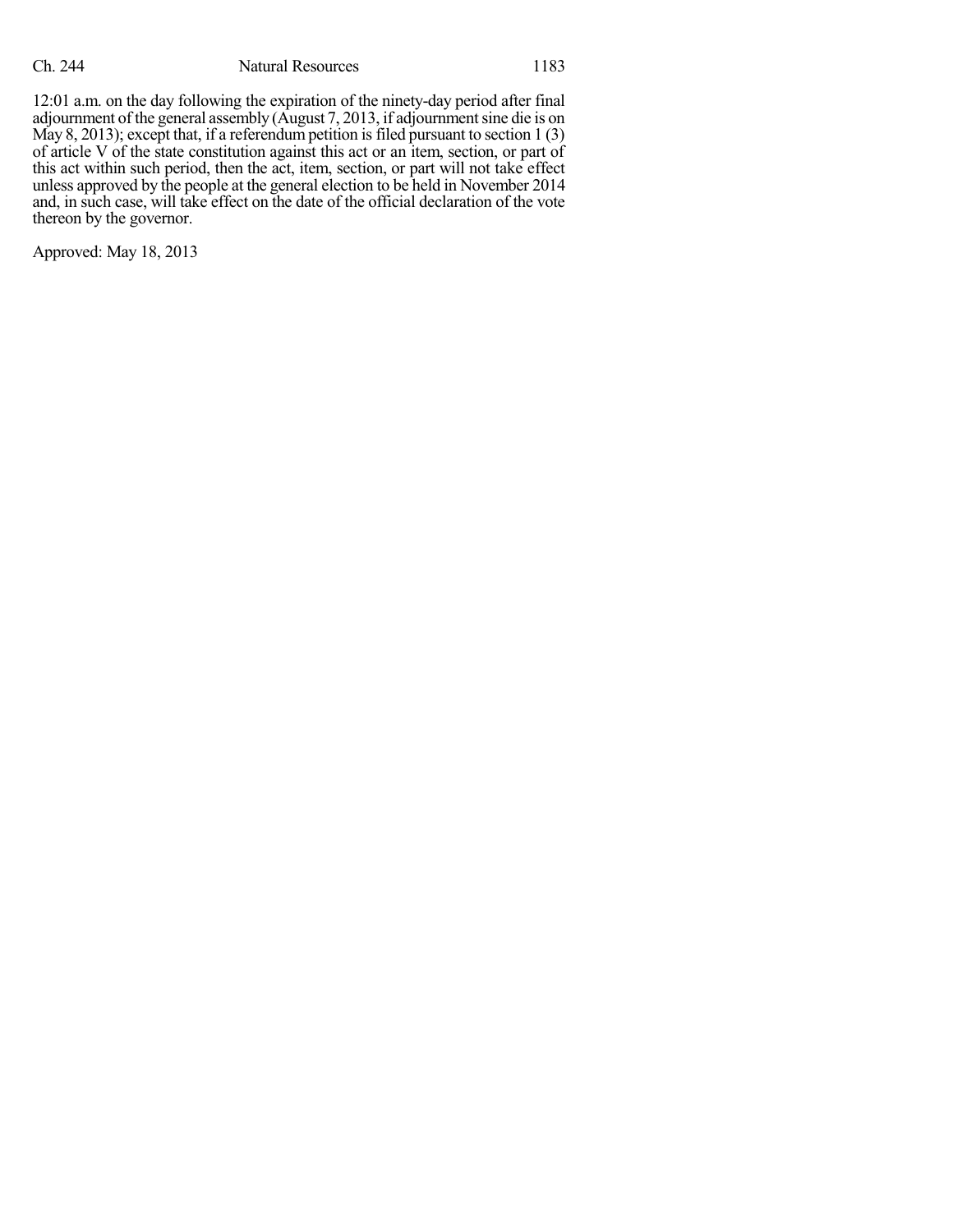12:01 a.m. on the day following the expiration of the ninety-day period after final adjournment of the general assembly (August 7, 2013, if adjournment sine die is on May 8, 2013); except that, if a referendum petition is filed pursuant to section 1 (3) of article V of the state constitution against this act or an item, section, or part of this act within such period, then the act, item, section, or part will not take effect unless approved by the people at the general election to be held in November 2014 and, in such case, will take effect on the date of the official declaration of the vote thereon by the governor.

Approved: May 18, 2013